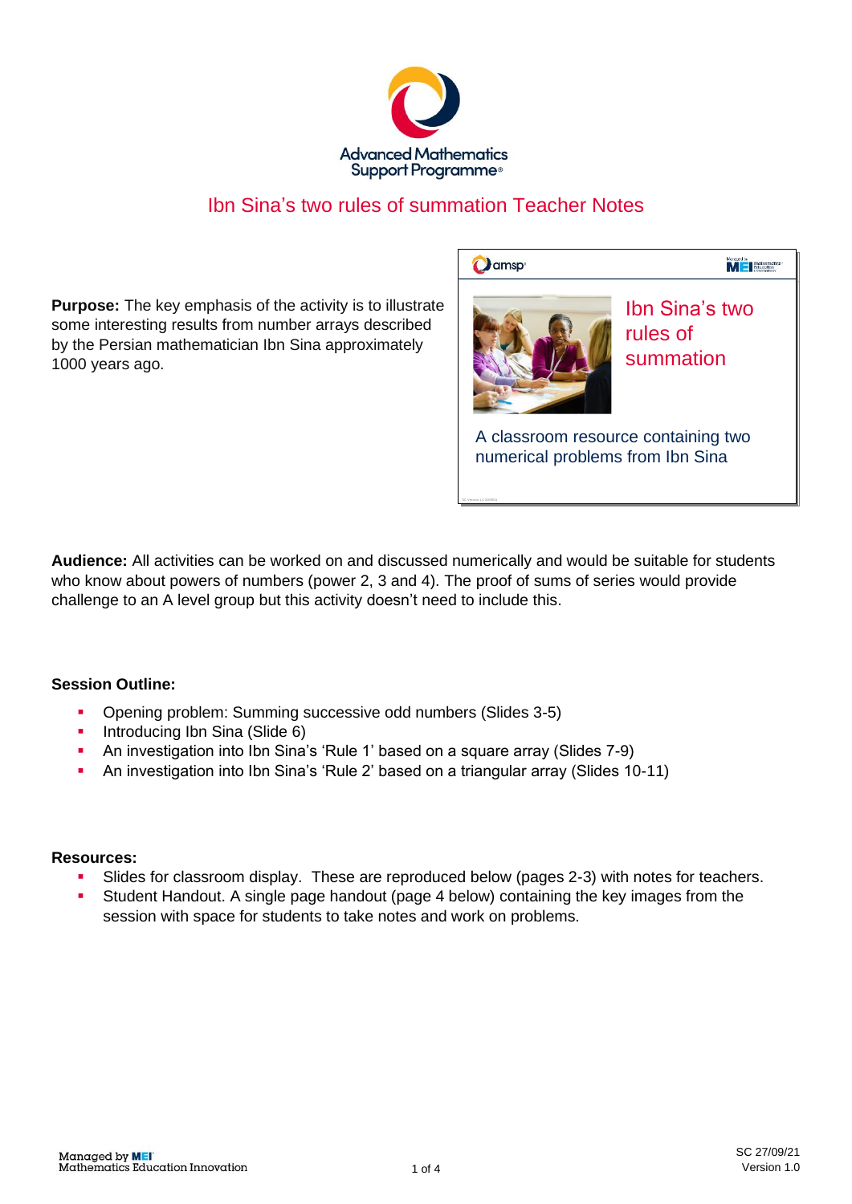Advanced Mathematics Support Programme®

# Ibn Sina's two rules of summation Teacher Notes

**Purpose:** The key emphasis of the activity is to illustrate some interesting results from number arrays described by the Persian mathematician Ibn Sina approximately 1000 years ago.

Ibn Sina's two rules of summation

A classroom resource containing two numerical problems from Ibn Sina

**Audience:** All activities can be worked on and discussed numerically and would be suitable for students who know about powers of numbers (power 2, 3 and 4). The proof of sums of series would provide challenge to an A level group but this activity doesn't need to include this.

**Session Outline:**

- Opening problem: Summing successive odd numbers (Slides 3-5)
- Introducing Ibn Sina (Slide 6)
- An investigation into Ibn Sina's 'Rule 1' based on a square array (Slides 7-9)
- An investigation into Ibn Sina's 'Rule 2' based on a triangular array (Slides 10-11)

**Resources:**

- Slides for classroom display. These are reproduced below (pages 2-3) with notes for teachers.
- Student Handout. A single page handout (page 4 below) containing the key images from the session with space for students to take notes and work on problems.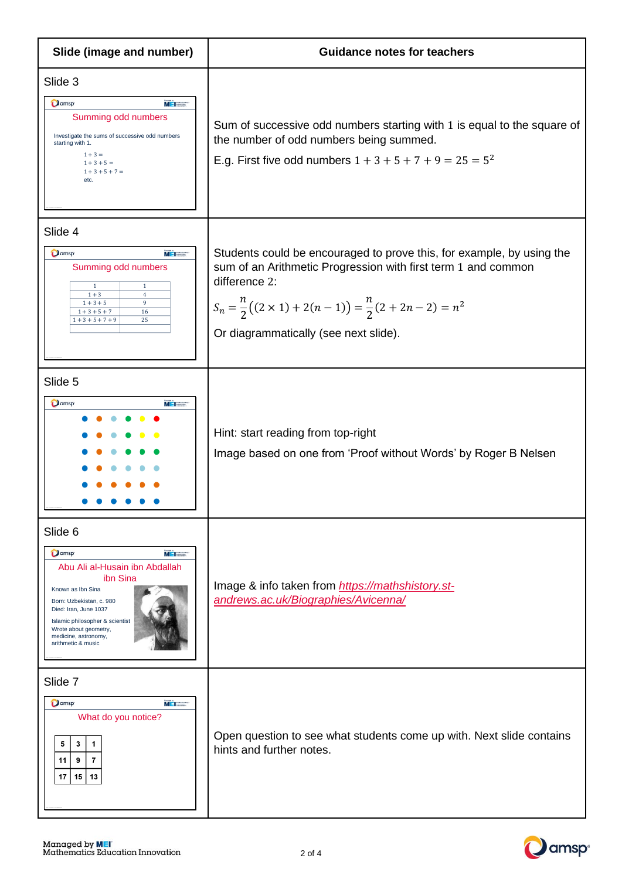| Slide (image and number) | Guidance notes for teachers |
|---|---|
| Slide 3<br>Summing odd numbers<br>Investigate the sums of successive odd numbers starting with 1.<br>$1+3=$<br>$1+3+5=$<br>$1+3+5+7=$<br>etc. | Sum of successive odd numbers starting with 1 is equal to the square of the number of odd numbers being summed.<br>E.g. First five odd numbers $1+3+5+7+9=25=5^2$ |
| Slide 4<br>Summing odd numbers<br>1 \| 1<br>1 + 3 \| 4<br>1 + 3 + 5 \| 9<br>1 + 3 + 5 + 7 \| 16<br>1 + 3 + 5 + 7 + 9 \| 25 | Students could be encouraged to prove this, for example, by using the sum of an Arithmetic Progression with first term 1 and common difference 2:<br>$S_n = \frac{n}{2}\left((2\times 1)+2(n-1)\right)=\frac{n}{2}(2+2n-2)=n^2$<br>Or diagrammatically (see next slide). |
| Slide 5 | Hint: start reading from top-right<br>Image based on one from 'Proof without Words' by Roger B Nelsen |
| Slide 6<br>Abu Ali al-Husain ibn Abdallah ibn Sina<br>Known as Ibn Sina<br>Born: Uzbekistan, c. 980<br>Died: Iran, June 1037<br>Islamic philosopher & scientist<br>Wrote about geometry, medicine, astronomy, arithmetic & music | Image & info taken from *https://mathshistory.st-andrews.ac.uk/Biographies/Avicenna/* |
| Slide 7<br>What do you notice?<br>5 \| 3 \| 1<br>11 \| 9 \| 7<br>17 \| 15 \| 13 | Open question to see what students come up with. Next slide contains hints and further notes. |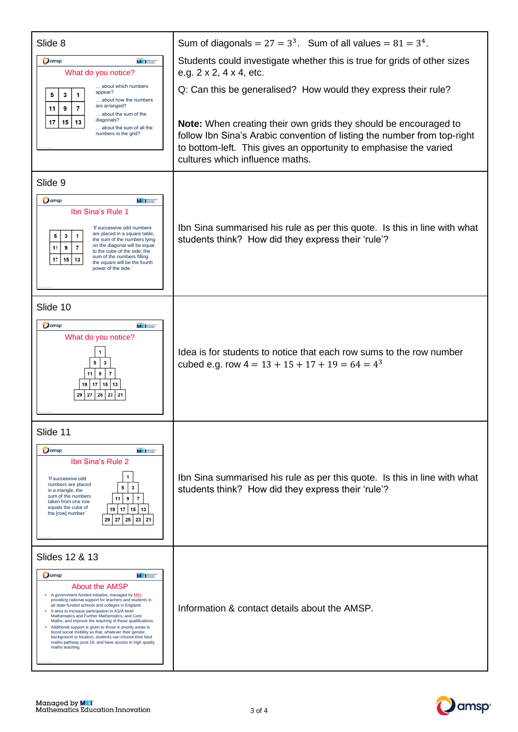| Slide | Notes |
| --- | --- |
| Slide 8 <br> **What do you notice?** <br> 5 3 1 / 11 9 7 / 17 15 13 <br> … about which numbers appear? <br> … about how the numbers are arranged? <br> … about the sum of the diagonals? <br> … about the sum of all the numbers in the grid? | Sum of diagonals $= 27 = 3^3$. Sum of all values $= 81 = 3^4$. <br> Students could investigate whether this is true for grids of other sizes e.g. 2 x 2, 4 x 4, etc. <br> Q: Can this be generalised? How would they express their rule? <br><br> **Note:** When creating their own grids they should be encouraged to follow Ibn Sina's Arabic convention of listing the number from top-right to bottom-left. This gives an opportunity to emphasise the varied cultures which influence maths. |
| Slide 9 <br> **Ibn Sina's Rule 1** <br> 5 3 1 / 11 9 7 / 17 15 13 <br> 'If successive odd numbers are placed in a square table, the sum of the numbers lying on the diagonal will be equal to the cube of the side; the sum of the numbers filling the square will be the fourth power of the side.' | Ibn Sina summarised his rule as per this quote. Is this in line with what students think? How did they express their 'rule'? |
| Slide 10 <br> **What do you notice?** <br> 1 / 5 3 / 11 9 7 / 19 17 15 13 / 29 27 25 23 21 | Idea is for students to notice that each row sums to the row number cubed e.g. row $4 = 13 + 15 + 17 + 19 = 64 = 4^3$ |
| Slide 11 <br> **Ibn Sina's Rule 2** <br> 'If successive odd numbers are placed in a triangle, the sum of the numbers taken from one row equals the cube of the [row] number.' <br> 1 / 5 3 / 11 9 7 / 19 17 15 13 / 29 27 25 23 21 | Ibn Sina summarised his rule as per this quote. Is this in line with what students think? How did they express their 'rule'? |
| Slides 12 & 13 <br> **About the AMSP** <br> • A government-funded initiative, managed by MEI, providing national support for teachers and students in all state-funded schools and colleges in England. <br> • It aims to increase participation in AS/A level Mathematics and Further Mathematics, and Core Maths, and improve the teaching of these qualifications. <br> • Additional support is given to those in priority areas to boost social mobility so that, whatever their gender, background or location, students can choose their best maths pathway post-16, and have access to high quality maths teaching. | Information & contact details about the AMSP. |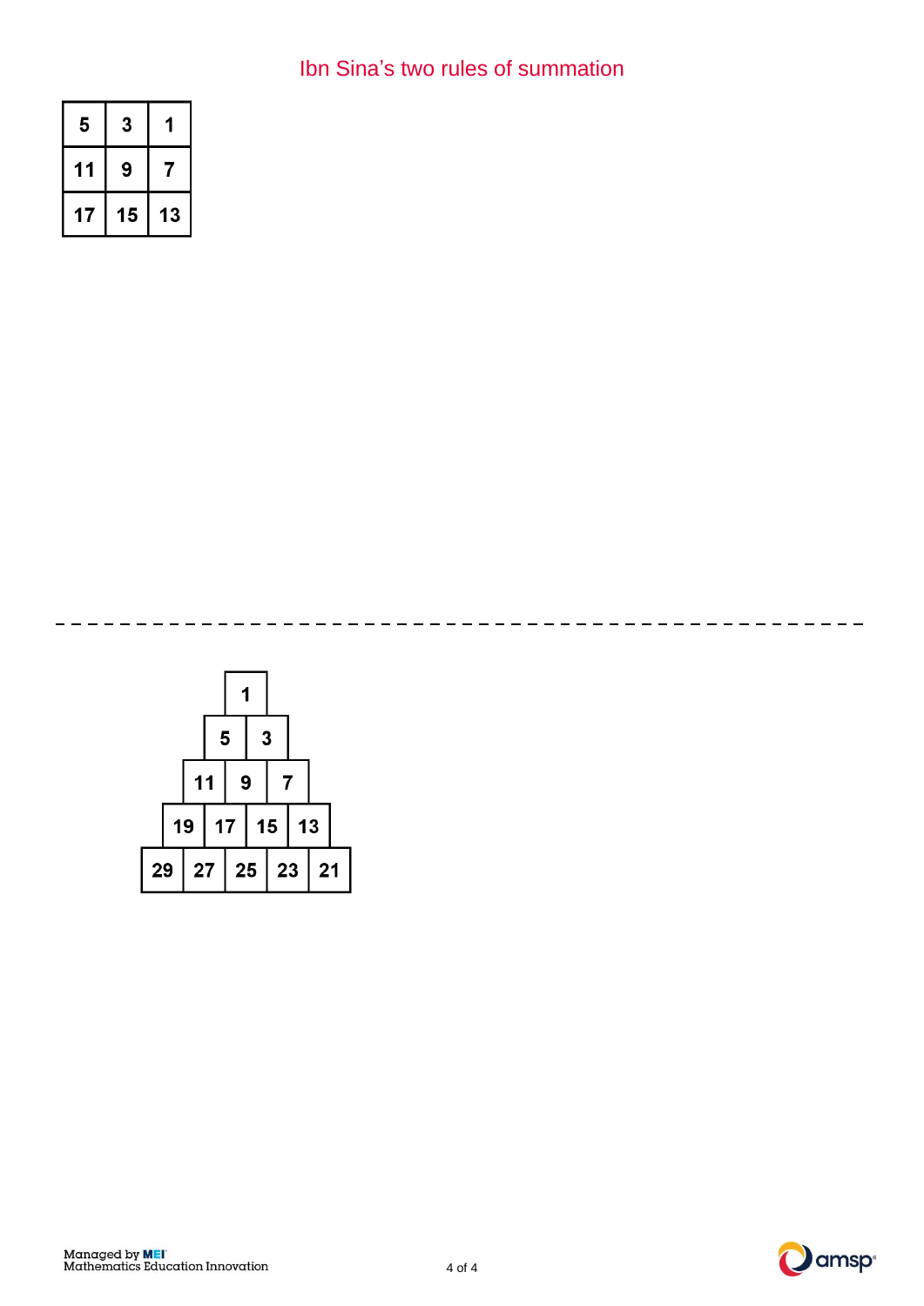# Ibn Sina's two rules of summation

| | | |
|---|---|---|
| 5 | 3 | 1 |
| 11 | 9 | 7 |
| 17 | 15 | 13 |

---

| | | | | |
|---|---|---|---|---|
| 1 | | | | |
| 5 | 3 | | | |
| 11 | 9 | 7 | | |
| 19 | 17 | 15 | 13 | |
| 29 | 27 | 25 | 23 | 21 |